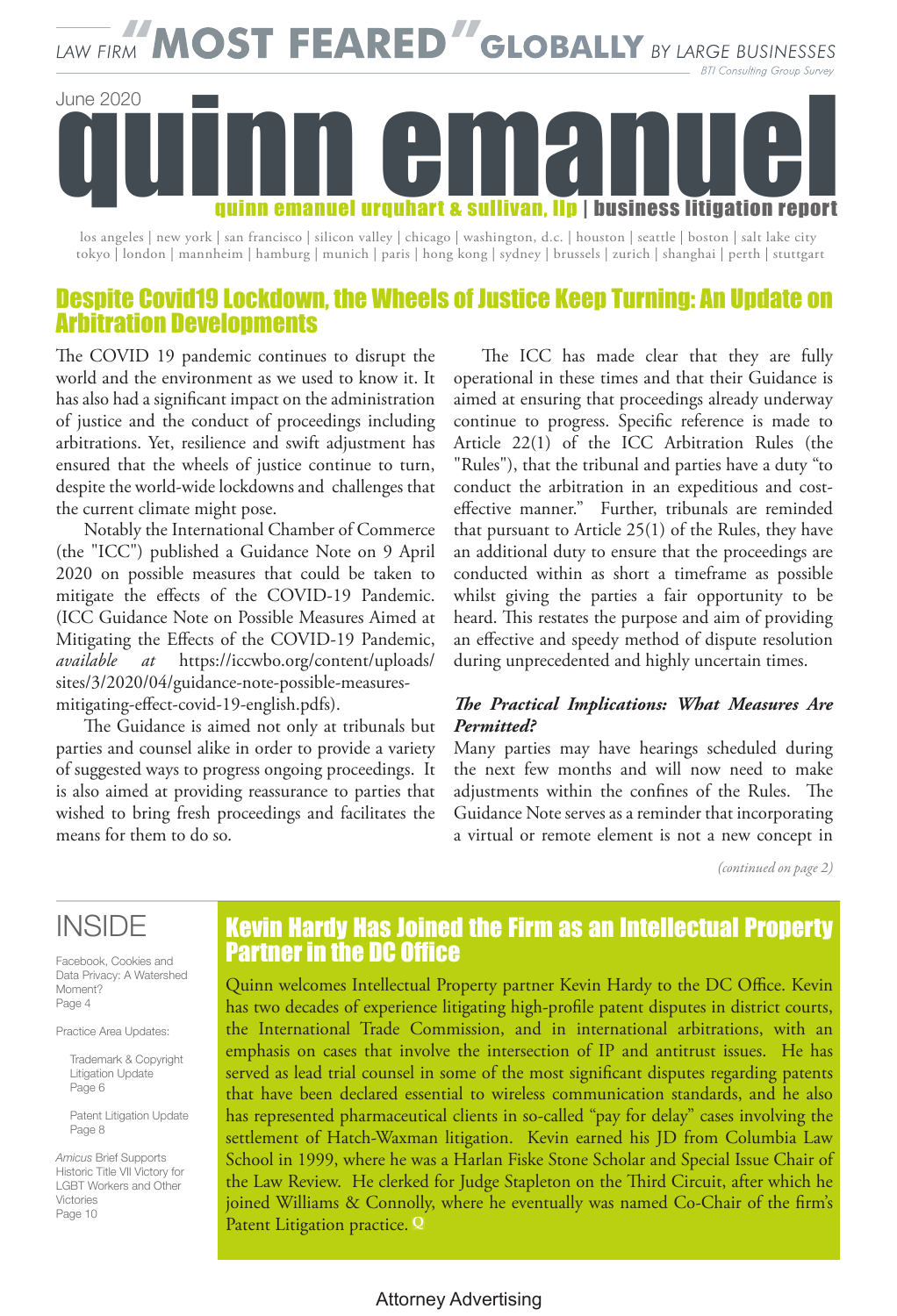LAW FIRM "MOST FEARED" GLOBALLY BY LARGE BUSINESSES
BTI Consulting Group Survey

June 2020

# quinn emanuel

quinn emanuel urquhart & sullivan, llp | business litigation report

los angeles | new york | san francisco | silicon valley | chicago | washington, d.c. | houston | seattle | boston | salt lake city
tokyo | london | mannheim | hamburg | munich | paris | hong kong | sydney | brussels | zurich | shanghai | perth | stuttgart

## Despite Covid19 Lockdown, the Wheels of Justice Keep Turning: An Update on Arbitration Developments

The COVID 19 pandemic continues to disrupt the world and the environment as we used to know it. It has also had a significant impact on the administration of justice and the conduct of proceedings including arbitrations. Yet, resilience and swift adjustment has ensured that the wheels of justice continue to turn, despite the world-wide lockdowns and challenges that the current climate might pose.

Notably the International Chamber of Commerce (the "ICC") published a Guidance Note on 9 April 2020 on possible measures that could be taken to mitigate the effects of the COVID-19 Pandemic. (ICC Guidance Note on Possible Measures Aimed at Mitigating the Effects of the COVID-19 Pandemic, *available at* https://iccwbo.org/content/uploads/sites/3/2020/04/guidance-note-possible-measures-mitigating-effect-covid-19-english.pdfs).

The Guidance is aimed not only at tribunals but parties and counsel alike in order to provide a variety of suggested ways to progress ongoing proceedings. It is also aimed at providing reassurance to parties that wished to bring fresh proceedings and facilitates the means for them to do so.

The ICC has made clear that they are fully operational in these times and that their Guidance is aimed at ensuring that proceedings already underway continue to progress. Specific reference is made to Article 22(1) of the ICC Arbitration Rules (the "Rules"), that the tribunal and parties have a duty "to conduct the arbitration in an expeditious and cost-effective manner." Further, tribunals are reminded that pursuant to Article 25(1) of the Rules, they have an additional duty to ensure that the proceedings are conducted within as short a timeframe as possible whilst giving the parties a fair opportunity to be heard. This restates the purpose and aim of providing an effective and speedy method of dispute resolution during unprecedented and highly uncertain times.

### *The Practical Implications: What Measures Are Permitted?*

Many parties may have hearings scheduled during the next few months and will now need to make adjustments within the confines of the Rules. The Guidance Note serves as a reminder that incorporating a virtual or remote element is not a new concept in

*(continued on page 2)*

## INSIDE

Facebook, Cookies and Data Privacy: A Watershed Moment?
Page 4

Practice Area Updates:

- Trademark & Copyright Litigation Update
  Page 6
- Patent Litigation Update
  Page 8

*Amicus* Brief Supports Historic Title VII Victory for LGBT Workers and Other Victories
Page 10

## Kevin Hardy Has Joined the Firm as an Intellectual Property Partner in the DC Office

Quinn welcomes Intellectual Property partner Kevin Hardy to the DC Office. Kevin has two decades of experience litigating high-profile patent disputes in district courts, the International Trade Commission, and in international arbitrations, with an emphasis on cases that involve the intersection of IP and antitrust issues. He has served as lead trial counsel in some of the most significant disputes regarding patents that have been declared essential to wireless communication standards, and he also has represented pharmaceutical clients in so-called "pay for delay" cases involving the settlement of Hatch-Waxman litigation. Kevin earned his JD from Columbia Law School in 1999, where he was a Harlan Fiske Stone Scholar and Special Issue Chair of the Law Review. He clerked for Judge Stapleton on the Third Circuit, after which he joined Williams & Connolly, where he eventually was named Co-Chair of the firm's Patent Litigation practice. Q

Attorney Advertising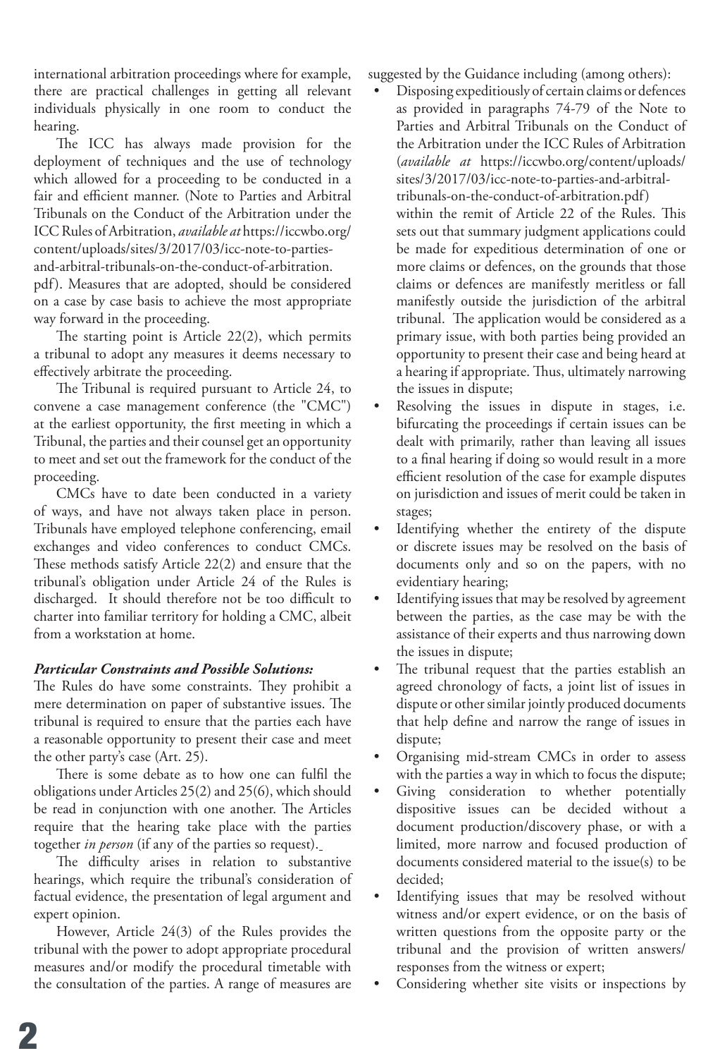international arbitration proceedings where for example, there are practical challenges in getting all relevant individuals physically in one room to conduct the hearing.

The ICC has always made provision for the deployment of techniques and the use of technology which allowed for a proceeding to be conducted in a fair and efficient manner. (Note to Parties and Arbitral Tribunals on the Conduct of the Arbitration under the ICC Rules of Arbitration, *available at* https://iccwbo.org/content/uploads/sites/3/2017/03/icc-note-to-parties-and-arbitral-tribunals-on-the-conduct-of-arbitration.pdf). Measures that are adopted, should be considered on a case by case basis to achieve the most appropriate way forward in the proceeding.

The starting point is Article 22(2), which permits a tribunal to adopt any measures it deems necessary to effectively arbitrate the proceeding.

The Tribunal is required pursuant to Article 24, to convene a case management conference (the "CMC") at the earliest opportunity, the first meeting in which a Tribunal, the parties and their counsel get an opportunity to meet and set out the framework for the conduct of the proceeding.

CMCs have to date been conducted in a variety of ways, and have not always taken place in person. Tribunals have employed telephone conferencing, email exchanges and video conferences to conduct CMCs. These methods satisfy Article 22(2) and ensure that the tribunal's obligation under Article 24 of the Rules is discharged. It should therefore not be too difficult to charter into familiar territory for holding a CMC, albeit from a workstation at home.

***Particular Constraints and Possible Solutions:***

The Rules do have some constraints. They prohibit a mere determination on paper of substantive issues. The tribunal is required to ensure that the parties each have a reasonable opportunity to present their case and meet the other party's case (Art. 25).

There is some debate as to how one can fulfil the obligations under Articles 25(2) and 25(6), which should be read in conjunction with one another. The Articles require that the hearing take place with the parties together *in person* (if any of the parties so request).

The difficulty arises in relation to substantive hearings, which require the tribunal's consideration of factual evidence, the presentation of legal argument and expert opinion.

However, Article 24(3) of the Rules provides the tribunal with the power to adopt appropriate procedural measures and/or modify the procedural timetable with the consultation of the parties. A range of measures are suggested by the Guidance including (among others):

- Disposing expeditiously of certain claims or defences as provided in paragraphs 74-79 of the Note to Parties and Arbitral Tribunals on the Conduct of the Arbitration under the ICC Rules of Arbitration (*available at* https://iccwbo.org/content/uploads/sites/3/2017/03/icc-note-to-parties-and-arbitral-tribunals-on-the-conduct-of-arbitration.pdf) within the remit of Article 22 of the Rules. This sets out that summary judgment applications could be made for expeditious determination of one or more claims or defences, on the grounds that those claims or defences are manifestly meritless or fall manifestly outside the jurisdiction of the arbitral tribunal. The application would be considered as a primary issue, with both parties being provided an opportunity to present their case and being heard at a hearing if appropriate. Thus, ultimately narrowing the issues in dispute;
- Resolving the issues in dispute in stages, i.e. bifurcating the proceedings if certain issues can be dealt with primarily, rather than leaving all issues to a final hearing if doing so would result in a more efficient resolution of the case for example disputes on jurisdiction and issues of merit could be taken in stages;
- Identifying whether the entirety of the dispute or discrete issues may be resolved on the basis of documents only and so on the papers, with no evidentiary hearing;
- Identifying issues that may be resolved by agreement between the parties, as the case may be with the assistance of their experts and thus narrowing down the issues in dispute;
- The tribunal request that the parties establish an agreed chronology of facts, a joint list of issues in dispute or other similar jointly produced documents that help define and narrow the range of issues in dispute;
- Organising mid-stream CMCs in order to assess with the parties a way in which to focus the dispute;
- Giving consideration to whether potentially dispositive issues can be decided without a document production/discovery phase, or with a limited, more narrow and focused production of documents considered material to the issue(s) to be decided;
- Identifying issues that may be resolved without witness and/or expert evidence, or on the basis of written questions from the opposite party or the tribunal and the provision of written answers/responses from the witness or expert;
- Considering whether site visits or inspections by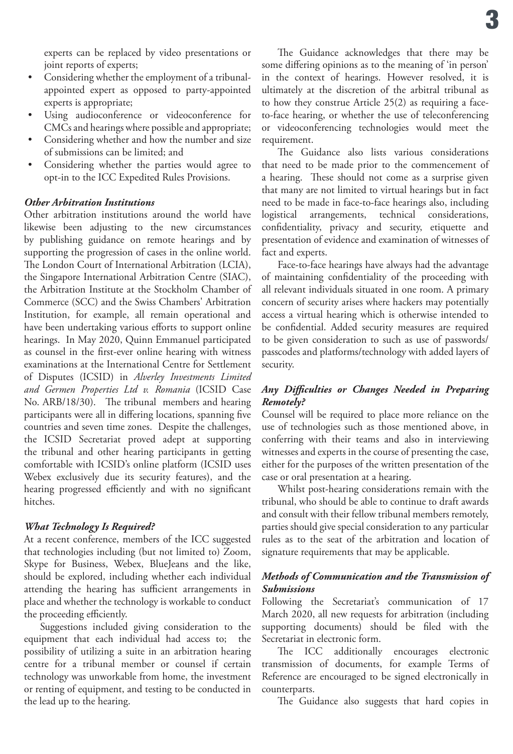experts can be replaced by video presentations or joint reports of experts;

- Considering whether the employment of a tribunal-appointed expert as opposed to party-appointed experts is appropriate;
- Using audioconference or videoconference for CMCs and hearings where possible and appropriate;
- Considering whether and how the number and size of submissions can be limited; and
- Considering whether the parties would agree to opt-in to the ICC Expedited Rules Provisions.

### *Other Arbitration Institutions*

Other arbitration institutions around the world have likewise been adjusting to the new circumstances by publishing guidance on remote hearings and by supporting the progression of cases in the online world. The London Court of International Arbitration (LCIA), the Singapore International Arbitration Centre (SIAC), the Arbitration Institute at the Stockholm Chamber of Commerce (SCC) and the Swiss Chambers' Arbitration Institution, for example, all remain operational and have been undertaking various efforts to support online hearings. In May 2020, Quinn Emmanuel participated as counsel in the first-ever online hearing with witness examinations at the International Centre for Settlement of Disputes (ICSID) in *Alverley Investments Limited and Germen Properties Ltd v. Romania* (ICSID Case No. ARB/18/30). The tribunal members and hearing participants were all in differing locations, spanning five countries and seven time zones. Despite the challenges, the ICSID Secretariat proved adept at supporting the tribunal and other hearing participants in getting comfortable with ICSID's online platform (ICSID uses Webex exclusively due its security features), and the hearing progressed efficiently and with no significant hitches.

### *What Technology Is Required?*

At a recent conference, members of the ICC suggested that technologies including (but not limited to) Zoom, Skype for Business, Webex, BlueJeans and the like, should be explored, including whether each individual attending the hearing has sufficient arrangements in place and whether the technology is workable to conduct the proceeding efficiently.

Suggestions included giving consideration to the equipment that each individual had access to; the possibility of utilizing a suite in an arbitration hearing centre for a tribunal member or counsel if certain technology was unworkable from home, the investment or renting of equipment, and testing to be conducted in the lead up to the hearing.

The Guidance acknowledges that there may be some differing opinions as to the meaning of 'in person' in the context of hearings. However resolved, it is ultimately at the discretion of the arbitral tribunal as to how they construe Article 25(2) as requiring a face-to-face hearing, or whether the use of teleconferencing or videoconferencing technologies would meet the requirement.

The Guidance also lists various considerations that need to be made prior to the commencement of a hearing. These should not come as a surprise given that many are not limited to virtual hearings but in fact need to be made in face-to-face hearings also, including logistical arrangements, technical considerations, confidentiality, privacy and security, etiquette and presentation of evidence and examination of witnesses of fact and experts.

Face-to-face hearings have always had the advantage of maintaining confidentiality of the proceeding with all relevant individuals situated in one room. A primary concern of security arises where hackers may potentially access a virtual hearing which is otherwise intended to be confidential. Added security measures are required to be given consideration to such as use of passwords/passcodes and platforms/technology with added layers of security.

### *Any Difficulties or Changes Needed in Preparing Remotely?*

Counsel will be required to place more reliance on the use of technologies such as those mentioned above, in conferring with their teams and also in interviewing witnesses and experts in the course of presenting the case, either for the purposes of the written presentation of the case or oral presentation at a hearing.

Whilst post-hearing considerations remain with the tribunal, who should be able to continue to draft awards and consult with their fellow tribunal members remotely, parties should give special consideration to any particular rules as to the seat of the arbitration and location of signature requirements that may be applicable.

### *Methods of Communication and the Transmission of Submissions*

Following the Secretariat's communication of 17 March 2020, all new requests for arbitration (including supporting documents) should be filed with the Secretariat in electronic form.

The ICC additionally encourages electronic transmission of documents, for example Terms of Reference are encouraged to be signed electronically in counterparts.

The Guidance also suggests that hard copies in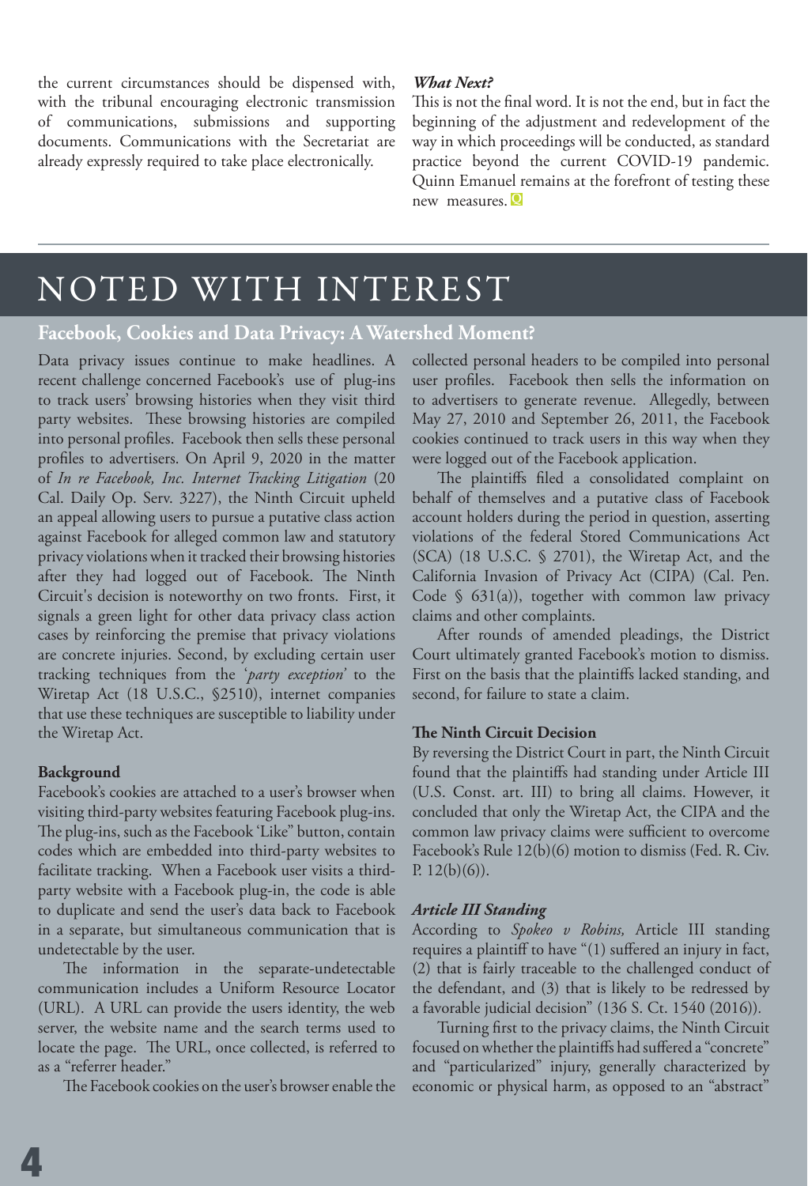the current circumstances should be dispensed with, with the tribunal encouraging electronic transmission of communications, submissions and supporting documents. Communications with the Secretariat are already expressly required to take place electronically.

***What Next?***

This is not the final word. It is not the end, but in fact the beginning of the adjustment and redevelopment of the way in which proceedings will be conducted, as standard practice beyond the current COVID-19 pandemic. Quinn Emanuel remains at the forefront of testing these new measures.

# NOTED WITH INTEREST

## Facebook, Cookies and Data Privacy: A Watershed Moment?

Data privacy issues continue to make headlines. A recent challenge concerned Facebook's use of plug-ins to track users' browsing histories when they visit third party websites. These browsing histories are compiled into personal profiles. Facebook then sells these personal profiles to advertisers. On April 9, 2020 in the matter of *In re Facebook, Inc. Internet Tracking Litigation* (20 Cal. Daily Op. Serv. 3227), the Ninth Circuit upheld an appeal allowing users to pursue a putative class action against Facebook for alleged common law and statutory privacy violations when it tracked their browsing histories after they had logged out of Facebook. The Ninth Circuit's decision is noteworthy on two fronts. First, it signals a green light for other data privacy class action cases by reinforcing the premise that privacy violations are concrete injuries. Second, by excluding certain user tracking techniques from the '*party exception*' to the Wiretap Act (18 U.S.C., §2510), internet companies that use these techniques are susceptible to liability under the Wiretap Act.

**Background**

Facebook's cookies are attached to a user's browser when visiting third-party websites featuring Facebook plug-ins. The plug-ins, such as the Facebook 'Like" button, contain codes which are embedded into third-party websites to facilitate tracking. When a Facebook user visits a third-party website with a Facebook plug-in, the code is able to duplicate and send the user's data back to Facebook in a separate, but simultaneous communication that is undetectable by the user.

The information in the separate-undetectable communication includes a Uniform Resource Locator (URL). A URL can provide the users identity, the web server, the website name and the search terms used to locate the page. The URL, once collected, is referred to as a "referrer header."

The Facebook cookies on the user's browser enable the collected personal headers to be compiled into personal user profiles. Facebook then sells the information on to advertisers to generate revenue. Allegedly, between May 27, 2010 and September 26, 2011, the Facebook cookies continued to track users in this way when they were logged out of the Facebook application.

The plaintiffs filed a consolidated complaint on behalf of themselves and a putative class of Facebook account holders during the period in question, asserting violations of the federal Stored Communications Act (SCA) (18 U.S.C. § 2701), the Wiretap Act, and the California Invasion of Privacy Act (CIPA) (Cal. Pen. Code § 631(a)), together with common law privacy claims and other complaints.

After rounds of amended pleadings, the District Court ultimately granted Facebook's motion to dismiss. First on the basis that the plaintiffs lacked standing, and second, for failure to state a claim.

**The Ninth Circuit Decision**

By reversing the District Court in part, the Ninth Circuit found that the plaintiffs had standing under Article III (U.S. Const. art. III) to bring all claims. However, it concluded that only the Wiretap Act, the CIPA and the common law privacy claims were sufficient to overcome Facebook's Rule 12(b)(6) motion to dismiss (Fed. R. Civ. P. 12(b)(6)).

***Article III Standing***

According to *Spokeo v Robins,* Article III standing requires a plaintiff to have "(1) suffered an injury in fact, (2) that is fairly traceable to the challenged conduct of the defendant, and (3) that is likely to be redressed by a favorable judicial decision" (136 S. Ct. 1540 (2016)).

Turning first to the privacy claims, the Ninth Circuit focused on whether the plaintiffs had suffered a "concrete" and "particularized" injury, generally characterized by economic or physical harm, as opposed to an "abstract"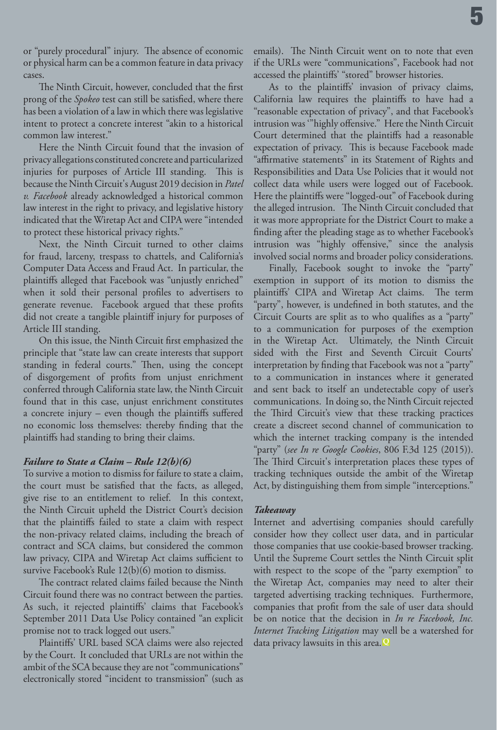or "purely procedural" injury. The absence of economic or physical harm can be a common feature in data privacy cases.

The Ninth Circuit, however, concluded that the first prong of the *Spokeo* test can still be satisfied, where there has been a violation of a law in which there was legislative intent to protect a concrete interest "akin to a historical common law interest."

Here the Ninth Circuit found that the invasion of privacy allegations constituted concrete and particularized injuries for purposes of Article III standing. This is because the Ninth Circuit's August 2019 decision in *Patel v. Facebook* already acknowledged a historical common law interest in the right to privacy, and legislative history indicated that the Wiretap Act and CIPA were "intended to protect these historical privacy rights."

Next, the Ninth Circuit turned to other claims for fraud, larceny, trespass to chattels, and California's Computer Data Access and Fraud Act. In particular, the plaintiffs alleged that Facebook was "unjustly enriched" when it sold their personal profiles to advertisers to generate revenue. Facebook argued that these profits did not create a tangible plaintiff injury for purposes of Article III standing.

On this issue, the Ninth Circuit first emphasized the principle that "state law can create interests that support standing in federal courts." Then, using the concept of disgorgement of profits from unjust enrichment conferred through California state law, the Ninth Circuit found that in this case, unjust enrichment constitutes a concrete injury – even though the plaintiffs suffered no economic loss themselves: thereby finding that the plaintiffs had standing to bring their claims.

***Failure to State a Claim – Rule 12(b)(6)***

To survive a motion to dismiss for failure to state a claim, the court must be satisfied that the facts, as alleged, give rise to an entitlement to relief. In this context, the Ninth Circuit upheld the District Court's decision that the plaintiffs failed to state a claim with respect the non-privacy related claims, including the breach of contract and SCA claims, but considered the common law privacy, CIPA and Wiretap Act claims sufficient to survive Facebook's Rule 12(b)(6) motion to dismiss.

The contract related claims failed because the Ninth Circuit found there was no contract between the parties. As such, it rejected plaintiffs' claims that Facebook's September 2011 Data Use Policy contained "an explicit promise not to track logged out users."

Plaintiffs' URL based SCA claims were also rejected by the Court. It concluded that URLs are not within the ambit of the SCA because they are not "communications" electronically stored "incident to transmission" (such as emails). The Ninth Circuit went on to note that even if the URLs were "communications", Facebook had not accessed the plaintiffs' "stored" browser histories.

As to the plaintiffs' invasion of privacy claims, California law requires the plaintiffs to have had a "reasonable expectation of privacy", and that Facebook's intrusion was '"highly offensive." Here the Ninth Circuit Court determined that the plaintiffs had a reasonable expectation of privacy. This is because Facebook made "affirmative statements" in its Statement of Rights and Responsibilities and Data Use Policies that it would not collect data while users were logged out of Facebook. Here the plaintiffs were "logged-out" of Facebook during the alleged intrusion. The Ninth Circuit concluded that it was more appropriate for the District Court to make a finding after the pleading stage as to whether Facebook's intrusion was "highly offensive," since the analysis involved social norms and broader policy considerations.

Finally, Facebook sought to invoke the "party" exemption in support of its motion to dismiss the plaintiffs' CIPA and Wiretap Act claims. The term "party", however, is undefined in both statutes, and the Circuit Courts are split as to who qualifies as a "party" to a communication for purposes of the exemption in the Wiretap Act. Ultimately, the Ninth Circuit sided with the First and Seventh Circuit Courts' interpretation by finding that Facebook was not a "party" to a communication in instances where it generated and sent back to itself an undetectable copy of user's communications. In doing so, the Ninth Circuit rejected the Third Circuit's view that these tracking practices create a discreet second channel of communication to which the internet tracking company is the intended "party" (*see In re Google Cookies*, 806 F.3d 125 (2015)). The Third Circuit's interpretation places these types of tracking techniques outside the ambit of the Wiretap Act, by distinguishing them from simple "interceptions."

***Takeaway***

Internet and advertising companies should carefully consider how they collect user data, and in particular those companies that use cookie-based browser tracking. Until the Supreme Court settles the Ninth Circuit split with respect to the scope of the "party exemption" to the Wiretap Act, companies may need to alter their targeted advertising tracking techniques. Furthermore, companies that profit from the sale of user data should be on notice that the decision in *In re Facebook, Inc. Internet Tracking Litigation* may well be a watershed for data privacy lawsuits in this area.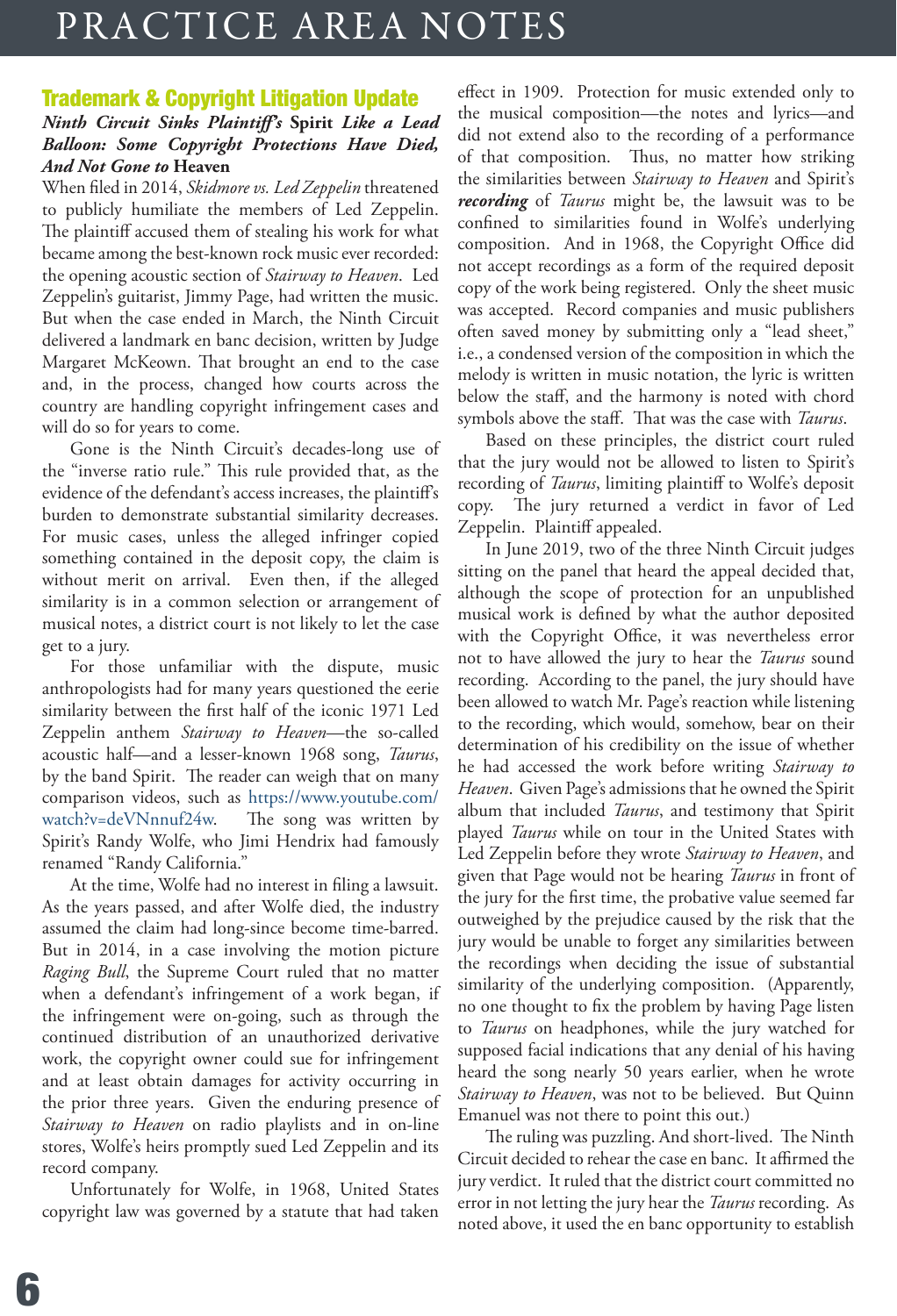## Trademark & Copyright Litigation Update

### *Ninth Circuit Sinks Plaintiff's* **Spirit** *Like a Lead Balloon: Some Copyright Protections Have Died, And Not Gone to* **Heaven**

When filed in 2014, *Skidmore vs. Led Zeppelin* threatened to publicly humiliate the members of Led Zeppelin. The plaintiff accused them of stealing his work for what became among the best-known rock music ever recorded: the opening acoustic section of *Stairway to Heaven*. Led Zeppelin's guitarist, Jimmy Page, had written the music. But when the case ended in March, the Ninth Circuit delivered a landmark en banc decision, written by Judge Margaret McKeown. That brought an end to the case and, in the process, changed how courts across the country are handling copyright infringement cases and will do so for years to come.

Gone is the Ninth Circuit's decades-long use of the "inverse ratio rule." This rule provided that, as the evidence of the defendant's access increases, the plaintiff's burden to demonstrate substantial similarity decreases. For music cases, unless the alleged infringer copied something contained in the deposit copy, the claim is without merit on arrival. Even then, if the alleged similarity is in a common selection or arrangement of musical notes, a district court is not likely to let the case get to a jury.

For those unfamiliar with the dispute, music anthropologists had for many years questioned the eerie similarity between the first half of the iconic 1971 Led Zeppelin anthem *Stairway to Heaven*—the so-called acoustic half—and a lesser-known 1968 song, *Taurus*, by the band Spirit. The reader can weigh that on many comparison videos, such as https://www.youtube.com/watch?v=deVNnnuf24w. The song was written by Spirit's Randy Wolfe, who Jimi Hendrix had famously renamed "Randy California."

At the time, Wolfe had no interest in filing a lawsuit. As the years passed, and after Wolfe died, the industry assumed the claim had long-since become time-barred. But in 2014, in a case involving the motion picture *Raging Bull*, the Supreme Court ruled that no matter when a defendant's infringement of a work began, if the infringement were on-going, such as through the continued distribution of an unauthorized derivative work, the copyright owner could sue for infringement and at least obtain damages for activity occurring in the prior three years. Given the enduring presence of *Stairway to Heaven* on radio playlists and in on-line stores, Wolfe's heirs promptly sued Led Zeppelin and its record company.

Unfortunately for Wolfe, in 1968, United States copyright law was governed by a statute that had taken effect in 1909. Protection for music extended only to the musical composition—the notes and lyrics—and did not extend also to the recording of a performance of that composition. Thus, no matter how striking the similarities between *Stairway to Heaven* and Spirit's ***recording*** of *Taurus* might be, the lawsuit was to be confined to similarities found in Wolfe's underlying composition. And in 1968, the Copyright Office did not accept recordings as a form of the required deposit copy of the work being registered. Only the sheet music was accepted. Record companies and music publishers often saved money by submitting only a "lead sheet," i.e., a condensed version of the composition in which the melody is written in music notation, the lyric is written below the staff, and the harmony is noted with chord symbols above the staff. That was the case with *Taurus*.

Based on these principles, the district court ruled that the jury would not be allowed to listen to Spirit's recording of *Taurus*, limiting plaintiff to Wolfe's deposit copy. The jury returned a verdict in favor of Led Zeppelin. Plaintiff appealed.

In June 2019, two of the three Ninth Circuit judges sitting on the panel that heard the appeal decided that, although the scope of protection for an unpublished musical work is defined by what the author deposited with the Copyright Office, it was nevertheless error not to have allowed the jury to hear the *Taurus* sound recording. According to the panel, the jury should have been allowed to watch Mr. Page's reaction while listening to the recording, which would, somehow, bear on their determination of his credibility on the issue of whether he had accessed the work before writing *Stairway to Heaven*. Given Page's admissions that he owned the Spirit album that included *Taurus*, and testimony that Spirit played *Taurus* while on tour in the United States with Led Zeppelin before they wrote *Stairway to Heaven*, and given that Page would not be hearing *Taurus* in front of the jury for the first time, the probative value seemed far outweighed by the prejudice caused by the risk that the jury would be unable to forget any similarities between the recordings when deciding the issue of substantial similarity of the underlying composition. (Apparently, no one thought to fix the problem by having Page listen to *Taurus* on headphones, while the jury watched for supposed facial indications that any denial of his having heard the song nearly 50 years earlier, when he wrote *Stairway to Heaven*, was not to be believed. But Quinn Emanuel was not there to point this out.)

The ruling was puzzling. And short-lived. The Ninth Circuit decided to rehear the case en banc. It affirmed the jury verdict. It ruled that the district court committed no error in not letting the jury hear the *Taurus* recording. As noted above, it used the en banc opportunity to establish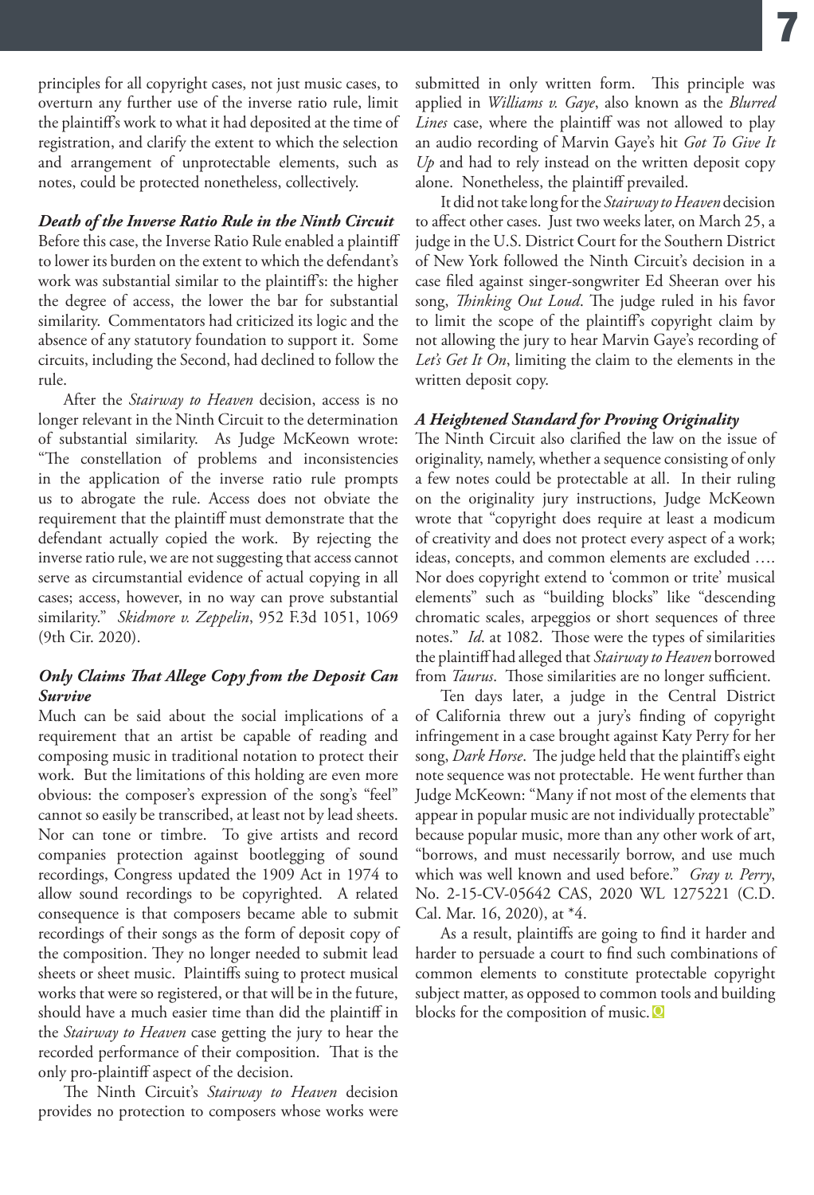principles for all copyright cases, not just music cases, to overturn any further use of the inverse ratio rule, limit the plaintiff's work to what it had deposited at the time of registration, and clarify the extent to which the selection and arrangement of unprotectable elements, such as notes, could be protected nonetheless, collectively.

### *Death of the Inverse Ratio Rule in the Ninth Circuit*

Before this case, the Inverse Ratio Rule enabled a plaintiff to lower its burden on the extent to which the defendant's work was substantial similar to the plaintiff's: the higher the degree of access, the lower the bar for substantial similarity. Commentators had criticized its logic and the absence of any statutory foundation to support it. Some circuits, including the Second, had declined to follow the rule.

After the *Stairway to Heaven* decision, access is no longer relevant in the Ninth Circuit to the determination of substantial similarity. As Judge McKeown wrote: "The constellation of problems and inconsistencies in the application of the inverse ratio rule prompts us to abrogate the rule. Access does not obviate the requirement that the plaintiff must demonstrate that the defendant actually copied the work. By rejecting the inverse ratio rule, we are not suggesting that access cannot serve as circumstantial evidence of actual copying in all cases; access, however, in no way can prove substantial similarity." *Skidmore v. Zeppelin*, 952 F.3d 1051, 1069 (9th Cir. 2020).

### *Only Claims That Allege Copy from the Deposit Can Survive*

Much can be said about the social implications of a requirement that an artist be capable of reading and composing music in traditional notation to protect their work. But the limitations of this holding are even more obvious: the composer's expression of the song's "feel" cannot so easily be transcribed, at least not by lead sheets. Nor can tone or timbre. To give artists and record companies protection against bootlegging of sound recordings, Congress updated the 1909 Act in 1974 to allow sound recordings to be copyrighted. A related consequence is that composers became able to submit recordings of their songs as the form of deposit copy of the composition. They no longer needed to submit lead sheets or sheet music. Plaintiffs suing to protect musical works that were so registered, or that will be in the future, should have a much easier time than did the plaintiff in the *Stairway to Heaven* case getting the jury to hear the recorded performance of their composition. That is the only pro-plaintiff aspect of the decision.

The Ninth Circuit's *Stairway to Heaven* decision provides no protection to composers whose works were submitted in only written form. This principle was applied in *Williams v. Gaye*, also known as the *Blurred Lines* case, where the plaintiff was not allowed to play an audio recording of Marvin Gaye's hit *Got To Give It Up* and had to rely instead on the written deposit copy alone. Nonetheless, the plaintiff prevailed.

It did not take long for the *Stairway to Heaven* decision to affect other cases. Just two weeks later, on March 25, a judge in the U.S. District Court for the Southern District of New York followed the Ninth Circuit's decision in a case filed against singer-songwriter Ed Sheeran over his song, *Thinking Out Loud*. The judge ruled in his favor to limit the scope of the plaintiff's copyright claim by not allowing the jury to hear Marvin Gaye's recording of *Let's Get It On*, limiting the claim to the elements in the written deposit copy.

### *A Heightened Standard for Proving Originality*

The Ninth Circuit also clarified the law on the issue of originality, namely, whether a sequence consisting of only a few notes could be protectable at all. In their ruling on the originality jury instructions, Judge McKeown wrote that "copyright does require at least a modicum of creativity and does not protect every aspect of a work; ideas, concepts, and common elements are excluded …. Nor does copyright extend to 'common or trite' musical elements" such as "building blocks" like "descending chromatic scales, arpeggios or short sequences of three notes." *Id*. at 1082. Those were the types of similarities the plaintiff had alleged that *Stairway to Heaven* borrowed from *Taurus*. Those similarities are no longer sufficient.

Ten days later, a judge in the Central District of California threw out a jury's finding of copyright infringement in a case brought against Katy Perry for her song, *Dark Horse*. The judge held that the plaintiff's eight note sequence was not protectable. He went further than Judge McKeown: "Many if not most of the elements that appear in popular music are not individually protectable" because popular music, more than any other work of art, "borrows, and must necessarily borrow, and use much which was well known and used before." *Gray v. Perry*, No. 2-15-CV-05642 CAS, 2020 WL 1275221 (C.D. Cal. Mar. 16, 2020), at *4.

As a result, plaintiffs are going to find it harder and harder to persuade a court to find such combinations of common elements to constitute protectable copyright subject matter, as opposed to common tools and building blocks for the composition of music.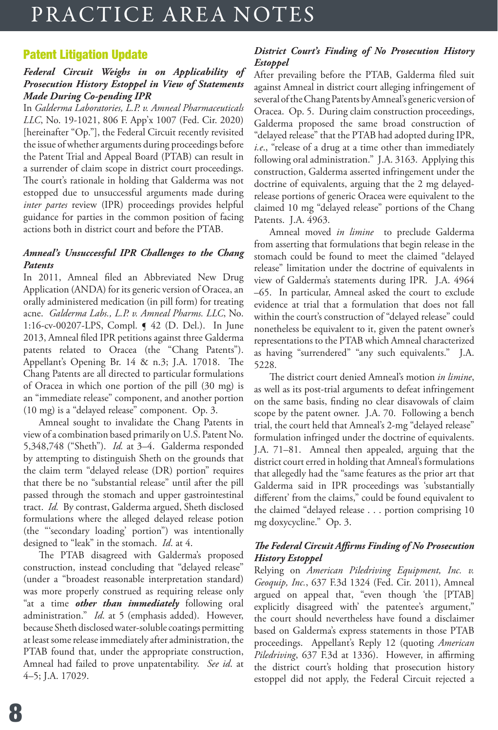## Patent Litigation Update

### *Federal Circuit Weighs in on Applicability of Prosecution History Estoppel in View of Statements Made During Co-pending IPR*

In *Galderma Laboratories, L.P. v. Amneal Pharmaceuticals LLC*, No. 19-1021, 806 F. App'x 1007 (Fed. Cir. 2020) [hereinafter "Op."], the Federal Circuit recently revisited the issue of whether arguments during proceedings before the Patent Trial and Appeal Board (PTAB) can result in a surrender of claim scope in district court proceedings. The court's rationale in holding that Galderma was not estopped due to unsuccessful arguments made during *inter partes* review (IPR) proceedings provides helpful guidance for parties in the common position of facing actions both in district court and before the PTAB.

#### *Amneal's Unsuccessful IPR Challenges to the Chang Patents*

In 2011, Amneal filed an Abbreviated New Drug Application (ANDA) for its generic version of Oracea, an orally administered medication (in pill form) for treating acne. *Galderma Labs., L.P. v. Amneal Pharms. LLC*, No. 1:16-cv-00207-LPS, Compl. ¶ 42 (D. Del.). In June 2013, Amneal filed IPR petitions against three Galderma patents related to Oracea (the "Chang Patents"). Appellant's Opening Br. 14 & n.3; J.A. 17018. The Chang Patents are all directed to particular formulations of Oracea in which one portion of the pill (30 mg) is an "immediate release" component, and another portion (10 mg) is a "delayed release" component. Op. 3.

Amneal sought to invalidate the Chang Patents in view of a combination based primarily on U.S. Patent No. 5,348,748 ("Sheth"). *Id.* at 3–4. Galderma responded by attempting to distinguish Sheth on the grounds that the claim term "delayed release (DR) portion" requires that there be no "substantial release" until after the pill passed through the stomach and upper gastrointestinal tract. *Id.* By contrast, Galderma argued, Sheth disclosed formulations where the alleged delayed release potion (the "'secondary loading' portion") was intentionally designed to "leak" in the stomach. *Id.* at 4.

The PTAB disagreed with Galderma's proposed construction, instead concluding that "delayed release" (under a "broadest reasonable interpretation standard) was more properly construed as requiring release only "at a time ***other than immediately*** following oral administration." *Id.* at 5 (emphasis added). However, because Sheth disclosed water-soluble coatings permitting at least some release immediately after administration, the PTAB found that, under the appropriate construction, Amneal had failed to prove unpatentability. *See id.* at 4–5; J.A. 17029.

#### *District Court's Finding of No Prosecution History Estoppel*

After prevailing before the PTAB, Galderma filed suit against Amneal in district court alleging infringement of several of the Chang Patents by Amneal's generic version of Oracea. Op. 5. During claim construction proceedings, Galderma proposed the same broad construction of "delayed release" that the PTAB had adopted during IPR, *i.e.*, "release of a drug at a time other than immediately following oral administration." J.A. 3163. Applying this construction, Galderma asserted infringement under the doctrine of equivalents, arguing that the 2 mg delayed-release portions of generic Oracea were equivalent to the claimed 10 mg "delayed release" portions of the Chang Patents. J.A. 4963.

Amneal moved *in limine* to preclude Galderma from asserting that formulations that begin release in the stomach could be found to meet the claimed "delayed release" limitation under the doctrine of equivalents in view of Galderma's statements during IPR. J.A. 4964–65. In particular, Amneal asked the court to exclude evidence at trial that a formulation that does not fall within the court's construction of "delayed release" could nonetheless be equivalent to it, given the patent owner's representations to the PTAB which Amneal characterized as having "surrendered" "any such equivalents." J.A. 5228.

The district court denied Amneal's motion *in limine*, as well as its post-trial arguments to defeat infringement on the same basis, finding no clear disavowals of claim scope by the patent owner. J.A. 70. Following a bench trial, the court held that Amneal's 2-mg "delayed release" formulation infringed under the doctrine of equivalents. J.A. 71–81. Amneal then appealed, arguing that the district court erred in holding that Amneal's formulations that allegedly had the "same features as the prior art that Galderma said in IPR proceedings was 'substantially different' from the claims," could be found equivalent to the claimed "delayed release . . . portion comprising 10 mg doxycycline." Op. 3.

#### *The Federal Circuit Affirms Finding of No Prosecution History Estoppel*

Relying on *American Piledriving Equipment, Inc. v. Geoquip, Inc.*, 637 F.3d 1324 (Fed. Cir. 2011), Amneal argued on appeal that, "even though 'the [PTAB] explicitly disagreed with' the patentee's argument," the court should nevertheless have found a disclaimer based on Galderma's express statements in those PTAB proceedings. Appellant's Reply 12 (quoting *American Piledriving*, 637 F.3d at 1336). However, in affirming the district court's holding that prosecution history estoppel did not apply, the Federal Circuit rejected a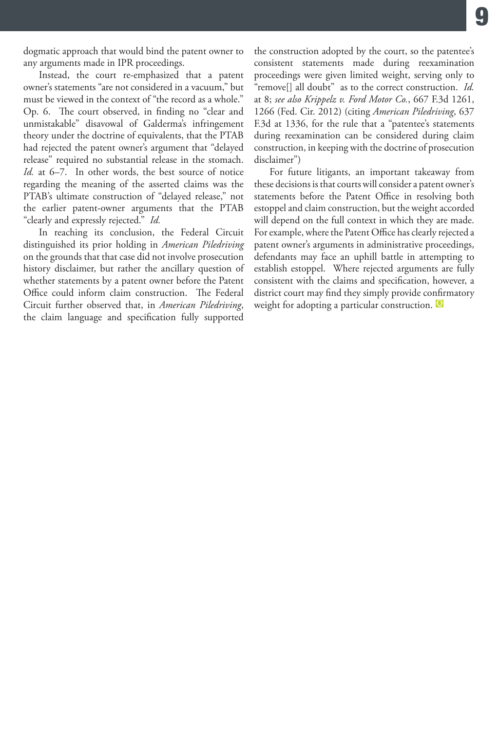dogmatic approach that would bind the patent owner to any arguments made in IPR proceedings.

Instead, the court re-emphasized that a patent owner's statements "are not considered in a vacuum," but must be viewed in the context of "the record as a whole." Op. 6. The court observed, in finding no "clear and unmistakable" disavowal of Galderma's infringement theory under the doctrine of equivalents, that the PTAB had rejected the patent owner's argument that "delayed release" required no substantial release in the stomach. *Id.* at 6–7. In other words, the best source of notice regarding the meaning of the asserted claims was the PTAB's ultimate construction of "delayed release," not the earlier patent-owner arguments that the PTAB "clearly and expressly rejected." *Id.*

In reaching its conclusion, the Federal Circuit distinguished its prior holding in *American Piledriving* on the grounds that that case did not involve prosecution history disclaimer, but rather the ancillary question of whether statements by a patent owner before the Patent Office could inform claim construction. The Federal Circuit further observed that, in *American Piledriving*, the claim language and specification fully supported the construction adopted by the court, so the patentee's consistent statements made during reexamination proceedings were given limited weight, serving only to "remove[] all doubt" as to the correct construction. *Id.* at 8; *see also Krippelz v. Ford Motor Co.*, 667 F.3d 1261, 1266 (Fed. Cir. 2012) (citing *American Piledriving*, 637 F.3d at 1336, for the rule that a "patentee's statements during reexamination can be considered during claim construction, in keeping with the doctrine of prosecution disclaimer")

For future litigants, an important takeaway from these decisions is that courts will consider a patent owner's statements before the Patent Office in resolving both estoppel and claim construction, but the weight accorded will depend on the full context in which they are made. For example, where the Patent Office has clearly rejected a patent owner's arguments in administrative proceedings, defendants may face an uphill battle in attempting to establish estoppel. Where rejected arguments are fully consistent with the claims and specification, however, a district court may find they simply provide confirmatory weight for adopting a particular construction.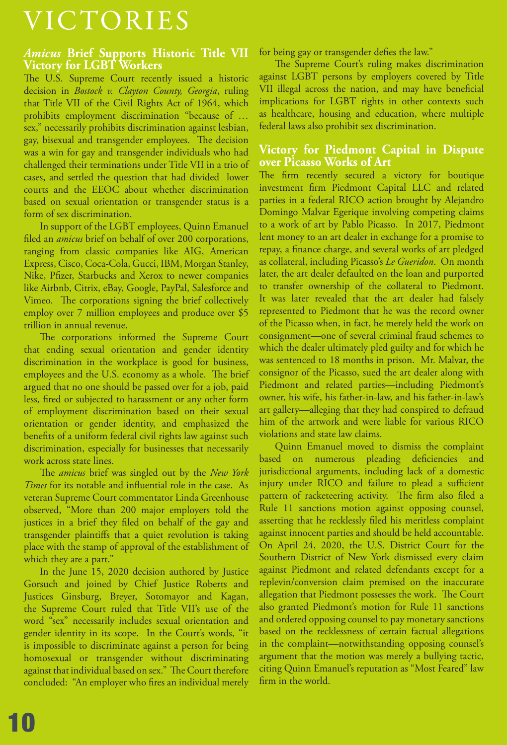# VICTORIES

## *Amicus* Brief Supports Historic Title VII Victory for LGBT Workers

The U.S. Supreme Court recently issued a historic decision in *Bostock v. Clayton County, Georgia*, ruling that Title VII of the Civil Rights Act of 1964, which prohibits employment discrimination "because of … sex," necessarily prohibits discrimination against lesbian, gay, bisexual and transgender employees. The decision was a win for gay and transgender individuals who had challenged their terminations under Title VII in a trio of cases, and settled the question that had divided lower courts and the EEOC about whether discrimination based on sexual orientation or transgender status is a form of sex discrimination.

In support of the LGBT employees, Quinn Emanuel filed an *amicus* brief on behalf of over 200 corporations, ranging from classic companies like AIG, American Express, Cisco, Coca-Cola, Gucci, IBM, Morgan Stanley, Nike, Pfizer, Starbucks and Xerox to newer companies like Airbnb, Citrix, eBay, Google, PayPal, Salesforce and Vimeo. The corporations signing the brief collectively employ over 7 million employees and produce over $5 trillion in annual revenue.

The corporations informed the Supreme Court that ending sexual orientation and gender identity discrimination in the workplace is good for business, employees and the U.S. economy as a whole. The brief argued that no one should be passed over for a job, paid less, fired or subjected to harassment or any other form of employment discrimination based on their sexual orientation or gender identity, and emphasized the benefits of a uniform federal civil rights law against such discrimination, especially for businesses that necessarily work across state lines.

The *amicus* brief was singled out by the *New York Times* for its notable and influential role in the case. As veteran Supreme Court commentator Linda Greenhouse observed, "More than 200 major employers told the justices in a brief they filed on behalf of the gay and transgender plaintiffs that a quiet revolution is taking place with the stamp of approval of the establishment of which they are a part."

In the June 15, 2020 decision authored by Justice Gorsuch and joined by Chief Justice Roberts and Justices Ginsburg, Breyer, Sotomayor and Kagan, the Supreme Court ruled that Title VII's use of the word "sex" necessarily includes sexual orientation and gender identity in its scope. In the Court's words, "it is impossible to discriminate against a person for being homosexual or transgender without discriminating against that individual based on sex." The Court therefore concluded: "An employer who fires an individual merely for being gay or transgender defies the law."

The Supreme Court's ruling makes discrimination against LGBT persons by employers covered by Title VII illegal across the nation, and may have beneficial implications for LGBT rights in other contexts such as healthcare, housing and education, where multiple federal laws also prohibit sex discrimination.

## Victory for Piedmont Capital in Dispute over Picasso Works of Art

The firm recently secured a victory for boutique investment firm Piedmont Capital LLC and related parties in a federal RICO action brought by Alejandro Domingo Malvar Egerique involving competing claims to a work of art by Pablo Picasso. In 2017, Piedmont lent money to an art dealer in exchange for a promise to repay, a finance charge, and several works of art pledged as collateral, including Picasso's *Le Gueridon*. On month later, the art dealer defaulted on the loan and purported to transfer ownership of the collateral to Piedmont. It was later revealed that the art dealer had falsely represented to Piedmont that he was the record owner of the Picasso when, in fact, he merely held the work on consignment—one of several criminal fraud schemes to which the dealer ultimately pled guilty and for which he was sentenced to 18 months in prison. Mr. Malvar, the consignor of the Picasso, sued the art dealer along with Piedmont and related parties—including Piedmont's owner, his wife, his father-in-law, and his father-in-law's art gallery—alleging that they had conspired to defraud him of the artwork and were liable for various RICO violations and state law claims.

Quinn Emanuel moved to dismiss the complaint based on numerous pleading deficiencies and jurisdictional arguments, including lack of a domestic injury under RICO and failure to plead a sufficient pattern of racketeering activity. The firm also filed a Rule 11 sanctions motion against opposing counsel, asserting that he recklessly filed his meritless complaint against innocent parties and should be held accountable. On April 24, 2020, the U.S. District Court for the Southern District of New York dismissed every claim against Piedmont and related defendants except for a replevin/conversion claim premised on the inaccurate allegation that Piedmont possesses the work. The Court also granted Piedmont's motion for Rule 11 sanctions and ordered opposing counsel to pay monetary sanctions based on the recklessness of certain factual allegations in the complaint—notwithstanding opposing counsel's argument that the motion was merely a bullying tactic, citing Quinn Emanuel's reputation as "Most Feared" law firm in the world.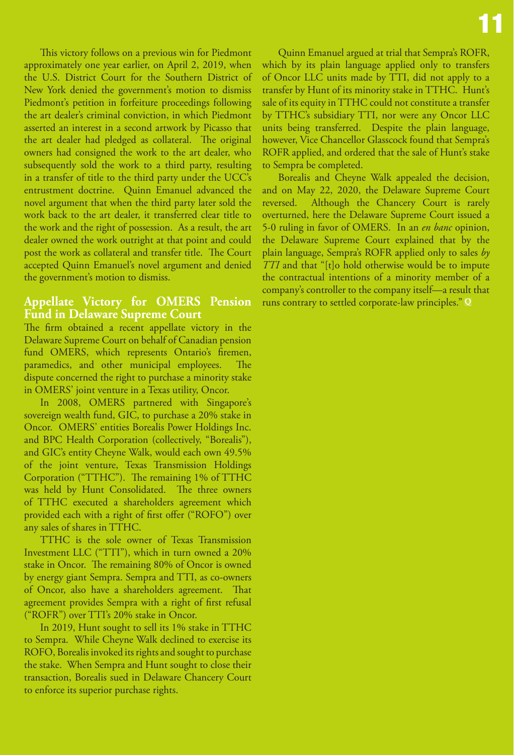This victory follows on a previous win for Piedmont approximately one year earlier, on April 2, 2019, when the U.S. District Court for the Southern District of New York denied the government's motion to dismiss Piedmont's petition in forfeiture proceedings following the art dealer's criminal conviction, in which Piedmont asserted an interest in a second artwork by Picasso that the art dealer had pledged as collateral. The original owners had consigned the work to the art dealer, who subsequently sold the work to a third party, resulting in a transfer of title to the third party under the UCC's entrustment doctrine. Quinn Emanuel advanced the novel argument that when the third party later sold the work back to the art dealer, it transferred clear title to the work and the right of possession. As a result, the art dealer owned the work outright at that point and could post the work as collateral and transfer title. The Court accepted Quinn Emanuel's novel argument and denied the government's motion to dismiss.

## Appellate Victory for OMERS Pension Fund in Delaware Supreme Court

The firm obtained a recent appellate victory in the Delaware Supreme Court on behalf of Canadian pension fund OMERS, which represents Ontario's firemen, paramedics, and other municipal employees. The dispute concerned the right to purchase a minority stake in OMERS' joint venture in a Texas utility, Oncor.

In 2008, OMERS partnered with Singapore's sovereign wealth fund, GIC, to purchase a 20% stake in Oncor. OMERS' entities Borealis Power Holdings Inc. and BPC Health Corporation (collectively, "Borealis"), and GIC's entity Cheyne Walk, would each own 49.5% of the joint venture, Texas Transmission Holdings Corporation ("TTHC"). The remaining 1% of TTHC was held by Hunt Consolidated. The three owners of TTHC executed a shareholders agreement which provided each with a right of first offer ("ROFO") over any sales of shares in TTHC.

TTHC is the sole owner of Texas Transmission Investment LLC ("TTI"), which in turn owned a 20% stake in Oncor. The remaining 80% of Oncor is owned by energy giant Sempra. Sempra and TTI, as co-owners of Oncor, also have a shareholders agreement. That agreement provides Sempra with a right of first refusal ("ROFR") over TTI's 20% stake in Oncor.

In 2019, Hunt sought to sell its 1% stake in TTHC to Sempra. While Cheyne Walk declined to exercise its ROFO, Borealis invoked its rights and sought to purchase the stake. When Sempra and Hunt sought to close their transaction, Borealis sued in Delaware Chancery Court to enforce its superior purchase rights.

Quinn Emanuel argued at trial that Sempra's ROFR, which by its plain language applied only to transfers of Oncor LLC units made by TTI, did not apply to a transfer by Hunt of its minority stake in TTHC. Hunt's sale of its equity in TTHC could not constitute a transfer by TTHC's subsidiary TTI, nor were any Oncor LLC units being transferred. Despite the plain language, however, Vice Chancellor Glasscock found that Sempra's ROFR applied, and ordered that the sale of Hunt's stake to Sempra be completed.

Borealis and Cheyne Walk appealed the decision, and on May 22, 2020, the Delaware Supreme Court reversed. Although the Chancery Court is rarely overturned, here the Delaware Supreme Court issued a 5-0 ruling in favor of OMERS. In an *en banc* opinion, the Delaware Supreme Court explained that by the plain language, Sempra's ROFR applied only to sales *by TTI* and that "[t]o hold otherwise would be to impute the contractual intentions of a minority member of a company's controller to the company itself—a result that runs contrary to settled corporate-law principles." Q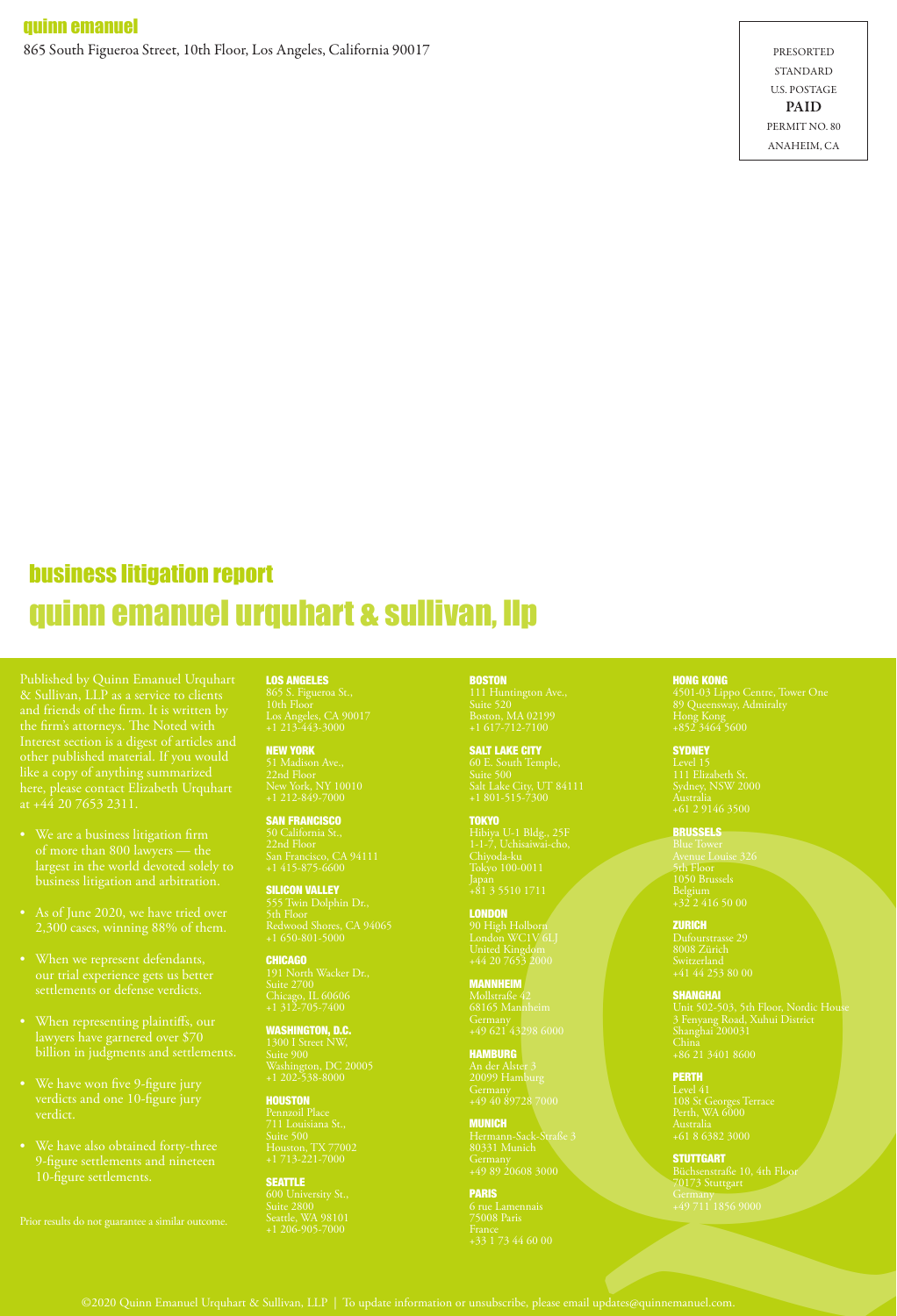quinn emanuel

865 South Figueroa Street, 10th Floor, Los Angeles, California 90017

PRESORTED
STANDARD
U.S. POSTAGE
**PAID**
PERMIT NO. 80
ANAHEIM, CA

## business litigation report

# quinn emanuel urquhart & sullivan, llp

Published by Quinn Emanuel Urquhart & Sullivan, LLP as a service to clients and friends of the firm. It is written by the firm's attorneys. The Noted with Interest section is a digest of articles and other published material. If you would like a copy of anything summarized here, please contact Elizabeth Urquhart at +44 20 7653 2311.

- We are a business litigation firm of more than 800 lawyers — the largest in the world devoted solely to business litigation and arbitration.
- As of June 2020, we have tried over 2,300 cases, winning 88% of them.
- When we represent defendants, our trial experience gets us better settlements or defense verdicts.
- When representing plaintiffs, our lawyers have garnered over $70 billion in judgments and settlements.
- We have won five 9-figure jury verdicts and one 10-figure jury verdict.
- We have also obtained forty-three 9-figure settlements and nineteen 10-figure settlements.

Prior results do not guarantee a similar outcome.

**LOS ANGELES**
865 S. Figueroa St.,
10th Floor
Los Angeles, CA 90017
+1 213-443-3000

**NEW YORK**
51 Madison Ave.,
22nd Floor
New York, NY 10010
+1 212-849-7000

**SAN FRANCISCO**
50 California St.,
22nd Floor
San Francisco, CA 94111
+1 415-875-6600

**SILICON VALLEY**
555 Twin Dolphin Dr.,
5th Floor
Redwood Shores, CA 94065
+1 650-801-5000

**CHICAGO**
191 North Wacker Dr.,
Suite 2700
Chicago, IL 60606
+1 312-705-7400

**WASHINGTON, D.C.**
1300 I Street NW,
Suite 900
Washington, DC 20005
+1 202-538-8000

**HOUSTON**
Pennzoil Place
711 Louisiana St.,
Suite 500
Houston, TX 77002
+1 713-221-7000

**SEATTLE**
600 University St.,
Suite 2800
Seattle, WA 98101
+1 206-905-7000

**BOSTON**
111 Huntington Ave.,
Suite 520
Boston, MA 02199
+1 617-712-7100

**SALT LAKE CITY**
60 E. South Temple,
Suite 500
Salt Lake City, UT 84111
+1 801-515-7300

**TOKYO**
Hibiya U-1 Bldg., 25F
1-1-7, Uchisaiwai-cho,
Chiyoda-ku
Tokyo 100-0011
Japan
+81 3 5510 1711

**LONDON**
90 High Holborn
London WC1V 6LJ
United Kingdom
+44 20 7653 2000

**MANNHEIM**
Mollstraße 42
68165 Mannheim
Germany
+49 621 43298 6000

**HAMBURG**
An der Alster 3
20099 Hamburg
Germany
+49 40 89728 7000

**MUNICH**
Hermann-Sack-Straße 3
80331 Munich
Germany
+49 89 20608 3000

**PARIS**
6 rue Lamennais
75008 Paris
France
+33 1 73 44 60 00

**HONG KONG**
4501-03 Lippo Centre, Tower One
89 Queensway, Admiralty
Hong Kong
+852 3464 5600

**SYDNEY**
Level 15
111 Elizabeth St.
Sydney, NSW 2000
Australia
+61 2 9146 3500

**BRUSSELS**
Blue Tower
Avenue Louise 326
5th Floor
1050 Brussels
Belgium
+32 2 416 50 00

**ZURICH**
Dufourstrasse 29
8008 Zürich
Switzerland
+41 44 253 80 00

**SHANGHAI**
Unit 502-503, 5th Floor, Nordic House
3 Fenyang Road, Xuhui District
Shanghai 200031
China
+86 21 3401 8600

**PERTH**
Level 41
108 St Georges Terrace
Perth, WA 6000
Australia
+61 8 6382 3000

**STUTTGART**
Büchsenstraße 10, 4th Floor
70173 Stuttgart
Germany
+49 711 1856 9000

©2020 Quinn Emanuel Urquhart & Sullivan, LLP | To update information or unsubscribe, please email updates@quinnemanuel.com.